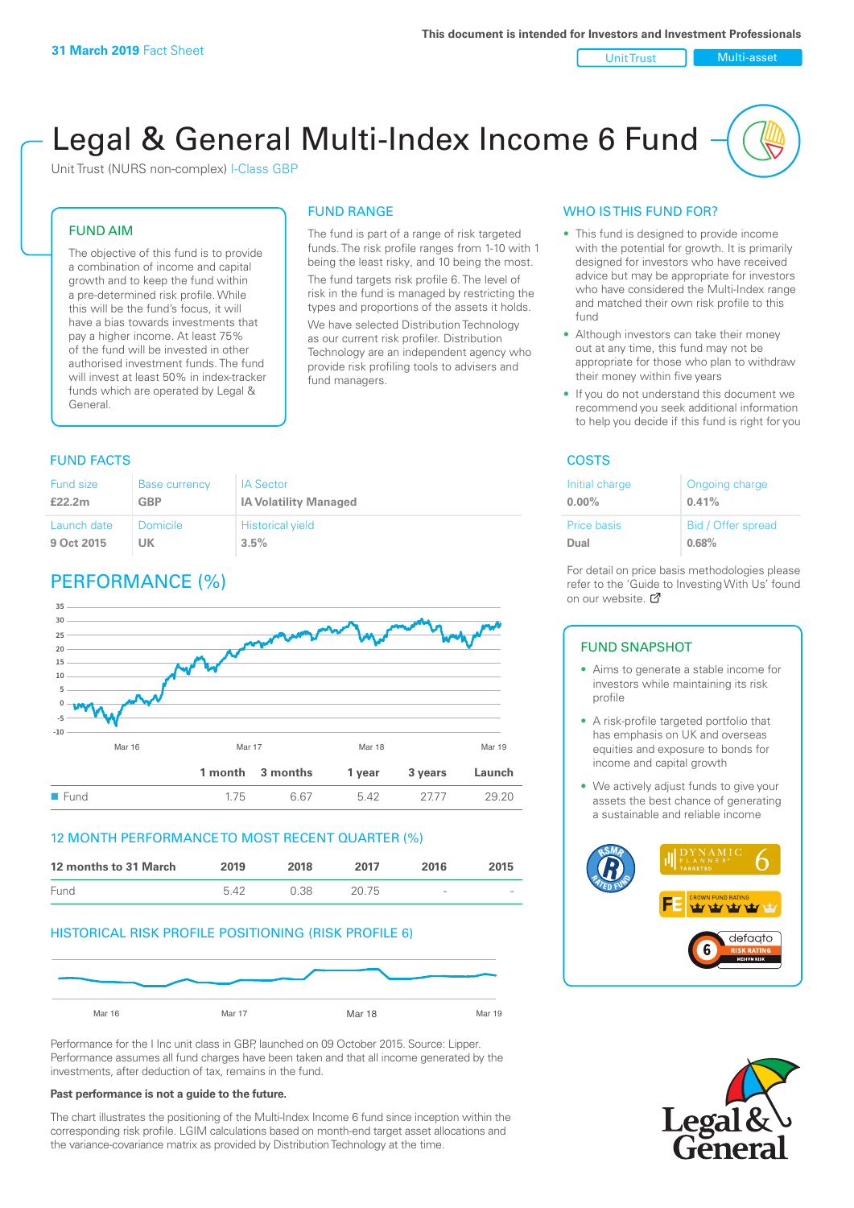**31 March 2019** Fact Sheet

This document is intended for Investors and Investment Professionals

Unit Trust | Multi-asset

# Legal & General Multi-Index Income 6 Fund

Unit Trust (NURS non-complex) I-Class GBP

## FUND AIM

The objective of this fund is to provide a combination of income and capital growth and to keep the fund within a pre-determined risk profile. While this will be the fund's focus, it will have a bias towards investments that pay a higher income. At least 75% of the fund will be invested in other authorised investment funds. The fund will invest at least 50% in index-tracker funds which are operated by Legal & General.

## FUND RANGE

The fund is part of a range of risk targeted funds. The risk profile ranges from 1-10 with 1 being the least risky, and 10 being the most.

The fund targets risk profile 6. The level of risk in the fund is managed by restricting the types and proportions of the assets it holds.

We have selected Distribution Technology as our current risk profiler. Distribution Technology are an independent agency who provide risk profiling tools to advisers and fund managers.

## WHO IS THIS FUND FOR?

- This fund is designed to provide income with the potential for growth. It is primarily designed for investors who have received advice but may be appropriate for investors who have considered the Multi-Index range and matched their own risk profile to this fund
- Although investors can take their money out at any time, this fund may not be appropriate for those who plan to withdraw their money within five years
- If you do not understand this document we recommend you seek additional information to help you decide if this fund is right for you

## FUND FACTS

| Fund size | Base currency | IA Sector |
|---|---|---|
| **£22.2m** | **GBP** | **IA Volatility Managed** |
| **Launch date** | **Domicile** | **Historical yield** |
| **9 Oct 2015** | **UK** | **3.5%** |

## COSTS

| Initial charge | Ongoing charge |
|---|---|
| **0.00%** | **0.41%** |
| **Price basis** | **Bid / Offer spread** |
| **Dual** | **0.68%** |

For detail on price basis methodologies please refer to the 'Guide to Investing With Us' found on our website.

## PERFORMANCE (%)

| | 1 month | 3 months | 1 year | 3 years | Launch |
|---|---|---|---|---|---|
| Fund | 1.75 | 6.67 | 5.42 | 27.77 | 29.20 |

## 12 MONTH PERFORMANCE TO MOST RECENT QUARTER (%)

| 12 months to 31 March | 2019 | 2018 | 2017 | 2016 | 2015 |
|---|---|---|---|---|---|
| Fund | 5.42 | 0.38 | 20.75 | - | - |

## HISTORICAL RISK PROFILE POSITIONING (RISK PROFILE 6)

Performance for the I Inc unit class in GBP, launched on 09 October 2015. Source: Lipper. Performance assumes all fund charges have been taken and that all income generated by the investments, after deduction of tax, remains in the fund.

**Past performance is not a guide to the future.**

The chart illustrates the positioning of the Multi-Index Income 6 fund since inception within the corresponding risk profile. LGIM calculations based on month-end target asset allocations and the variance-covariance matrix as provided by Distribution Technology at the time.

## FUND SNAPSHOT

- Aims to generate a stable income for investors while maintaining its risk profile
- A risk-profile targeted portfolio that has emphasis on UK and overseas equities and exposure to bonds for income and capital growth
- We actively adjust funds to give your assets the best chance of generating a sustainable and reliable income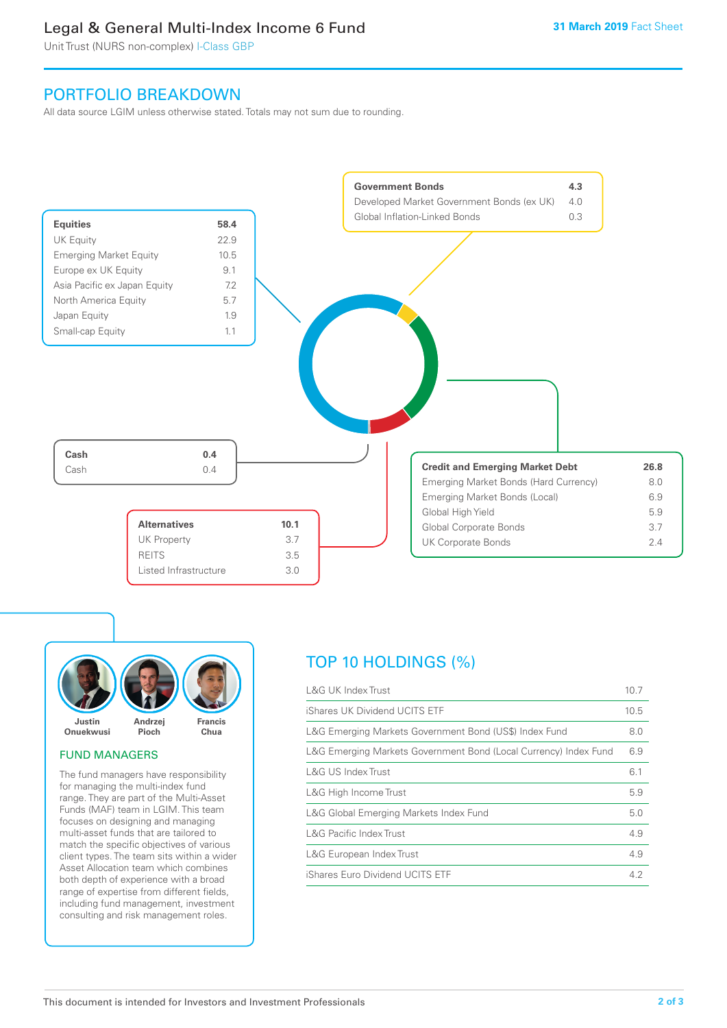# Legal & General Multi-Index Income 6 Fund

Unit Trust (NURS non-complex) I-Class GBP

31 March 2019 Fact Sheet

## PORTFOLIO BREAKDOWN

All data source LGIM unless otherwise stated. Totals may not sum due to rounding.

| Equities | 58.4 |
|---|---|
| UK Equity | 22.9 |
| Emerging Market Equity | 10.5 |
| Europe ex UK Equity | 9.1 |
| Asia Pacific ex Japan Equity | 7.2 |
| North America Equity | 5.7 |
| Japan Equity | 1.9 |
| Small-cap Equity | 1.1 |

| Government Bonds | 4.3 |
|---|---|
| Developed Market Government Bonds (ex UK) | 4.0 |
| Global Inflation-Linked Bonds | 0.3 |

| Cash | 0.4 |
|---|---|
| Cash | 0.4 |

| Credit and Emerging Market Debt | 26.8 |
|---|---|
| Emerging Market Bonds (Hard Currency) | 8.0 |
| Emerging Market Bonds (Local) | 6.9 |
| Global High Yield | 5.9 |
| Global Corporate Bonds | 3.7 |
| UK Corporate Bonds | 2.4 |

| Alternatives | 10.1 |
|---|---|
| UK Property | 3.7 |
| REITS | 3.5 |
| Listed Infrastructure | 3.0 |

Justin Onuekwusi, Andrzej Pioch, Francis Chua

### FUND MANAGERS

The fund managers have responsibility for managing the multi-index fund range. They are part of the Multi-Asset Funds (MAF) team in LGIM. This team focuses on designing and managing multi-asset funds that are tailored to match the specific objectives of various client types. The team sits within a wider Asset Allocation team which combines both depth of experience with a broad range of expertise from different fields, including fund management, investment consulting and risk management roles.

## TOP 10 HOLDINGS (%)

| Holding | % |
|---|---|
| L&G UK Index Trust | 10.7 |
| iShares UK Dividend UCITS ETF | 10.5 |
| L&G Emerging Markets Government Bond (US$) Index Fund | 8.0 |
| L&G Emerging Markets Government Bond (Local Currency) Index Fund | 6.9 |
| L&G US Index Trust | 6.1 |
| L&G High Income Trust | 5.9 |
| L&G Global Emerging Markets Index Fund | 5.0 |
| L&G Pacific Index Trust | 4.9 |
| L&G European Index Trust | 4.9 |
| iShares Euro Dividend UCITS ETF | 4.2 |

This document is intended for Investors and Investment Professionals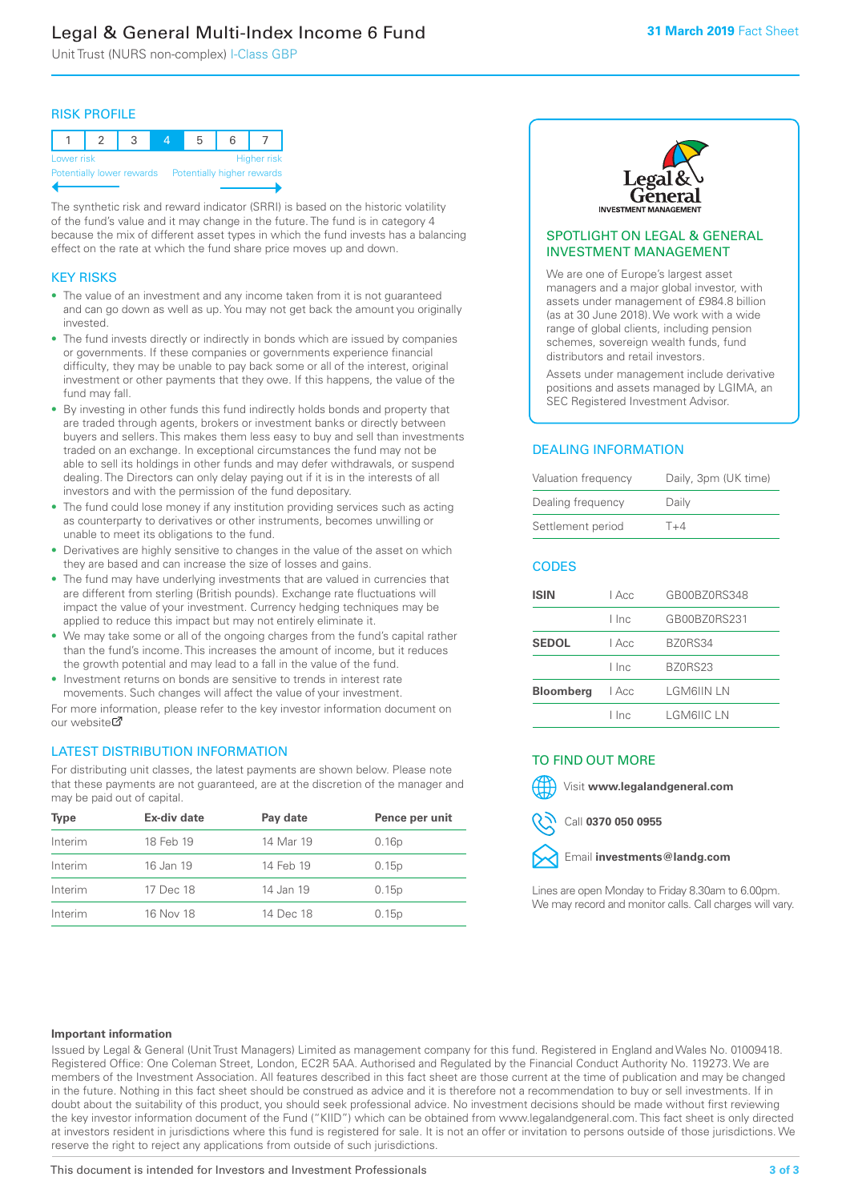# Legal & General Multi-Index Income 6 Fund

Unit Trust (NURS non-complex) I-Class GBP

**31 March 2019** Fact Sheet

## RISK PROFILE

| 1 | 2 | 3 | 4 | 5 | 6 | 7 |
|---|---|---|---|---|---|---|

Lower risk — Higher risk

Potentially lower rewards — Potentially higher rewards

The synthetic risk and reward indicator (SRRI) is based on the historic volatility of the fund's value and it may change in the future. The fund is in category 4 because the mix of different asset types in which the fund invests has a balancing effect on the rate at which the fund share price moves up and down.

## KEY RISKS

- The value of an investment and any income taken from it is not guaranteed and can go down as well as up. You may not get back the amount you originally invested.
- The fund invests directly or indirectly in bonds which are issued by companies or governments. If these companies or governments experience financial difficulty, they may be unable to pay back some or all of the interest, original investment or other payments that they owe. If this happens, the value of the fund may fall.
- By investing in other funds this fund indirectly holds bonds and property that are traded through agents, brokers or investment banks or directly between buyers and sellers. This makes them less easy to buy and sell than investments traded on an exchange. In exceptional circumstances the fund may not be able to sell its holdings in other funds and may defer withdrawals, or suspend dealing. The Directors can only delay paying out if it is in the interests of all investors and with the permission of the fund depositary.
- The fund could lose money if any institution providing services such as acting as counterparty to derivatives or other instruments, becomes unwilling or unable to meet its obligations to the fund.
- Derivatives are highly sensitive to changes in the value of the asset on which they are based and can increase the size of losses and gains.
- The fund may have underlying investments that are valued in currencies that are different from sterling (British pounds). Exchange rate fluctuations will impact the value of your investment. Currency hedging techniques may be applied to reduce this impact but may not entirely eliminate it.
- We may take some or all of the ongoing charges from the fund's capital rather than the fund's income. This increases the amount of income, but it reduces the growth potential and may lead to a fall in the value of the fund.
- Investment returns on bonds are sensitive to trends in interest rate movements. Such changes will affect the value of your investment.

For more information, please refer to the key investor information document on our website

## LATEST DISTRIBUTION INFORMATION

For distributing unit classes, the latest payments are shown below. Please note that these payments are not guaranteed, are at the discretion of the manager and may be paid out of capital.

| Type | Ex-div date | Pay date | Pence per unit |
|---|---|---|---|
| Interim | 18 Feb 19 | 14 Mar 19 | 0.16p |
| Interim | 16 Jan 19 | 14 Feb 19 | 0.15p |
| Interim | 17 Dec 18 | 14 Jan 19 | 0.15p |
| Interim | 16 Nov 18 | 14 Dec 18 | 0.15p |

## SPOTLIGHT ON LEGAL & GENERAL INVESTMENT MANAGEMENT

We are one of Europe's largest asset managers and a major global investor, with assets under management of £984.8 billion (as at 30 June 2018). We work with a wide range of global clients, including pension schemes, sovereign wealth funds, fund distributors and retail investors.

Assets under management include derivative positions and assets managed by LGIMA, an SEC Registered Investment Advisor.

## DEALING INFORMATION

| | |
|---|---|
| Valuation frequency | Daily, 3pm (UK time) |
| Dealing frequency | Daily |
| Settlement period | T+4 |

## CODES

| | | |
|---|---|---|
| **ISIN** | I Acc | GB00BZ0RS348 |
| | I Inc | GB00BZ0RS231 |
| **SEDOL** | I Acc | BZ0RS34 |
| | I Inc | BZ0RS23 |
| **Bloomberg** | I Acc | LGM6IIN LN |
| | I Inc | LGM6IIC LN |

## TO FIND OUT MORE

Visit **www.legalandgeneral.com**

Call **0370 050 0955**

Email **investments@landg.com**

Lines are open Monday to Friday 8.30am to 6.00pm. We may record and monitor calls. Call charges will vary.

**Important information**

Issued by Legal & General (Unit Trust Managers) Limited as management company for this fund. Registered in England and Wales No. 01009418. Registered Office: One Coleman Street, London, EC2R 5AA. Authorised and Regulated by the Financial Conduct Authority No. 119273. We are members of the Investment Association. All features described in this fact sheet are those current at the time of publication and may be changed in the future. Nothing in this fact sheet should be construed as advice and it is therefore not a recommendation to buy or sell investments. If in doubt about the suitability of this product, you should seek professional advice. No investment decisions should be made without first reviewing the key investor information document of the Fund ("KIID") which can be obtained from www.legalandgeneral.com. This fact sheet is only directed at investors resident in jurisdictions where this fund is registered for sale. It is not an offer or invitation to persons outside of those jurisdictions. We reserve the right to reject any applications from outside of such jurisdictions.

This document is intended for Investors and Investment Professionals